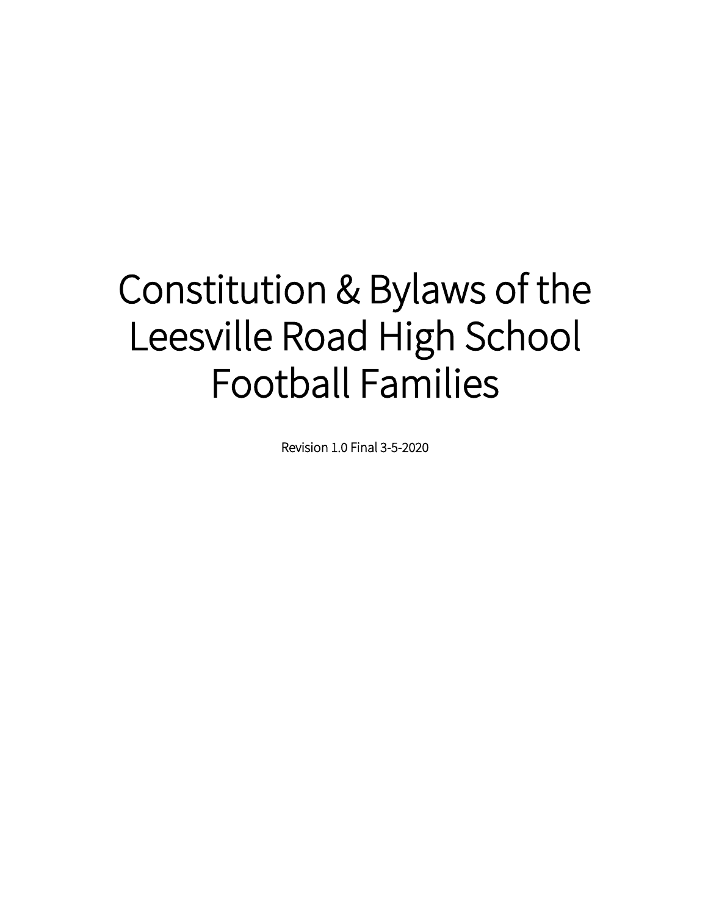# Constitution & Bylaws of the Leesville Road High School Football Families

Revision 1.0 Final 3-5-2020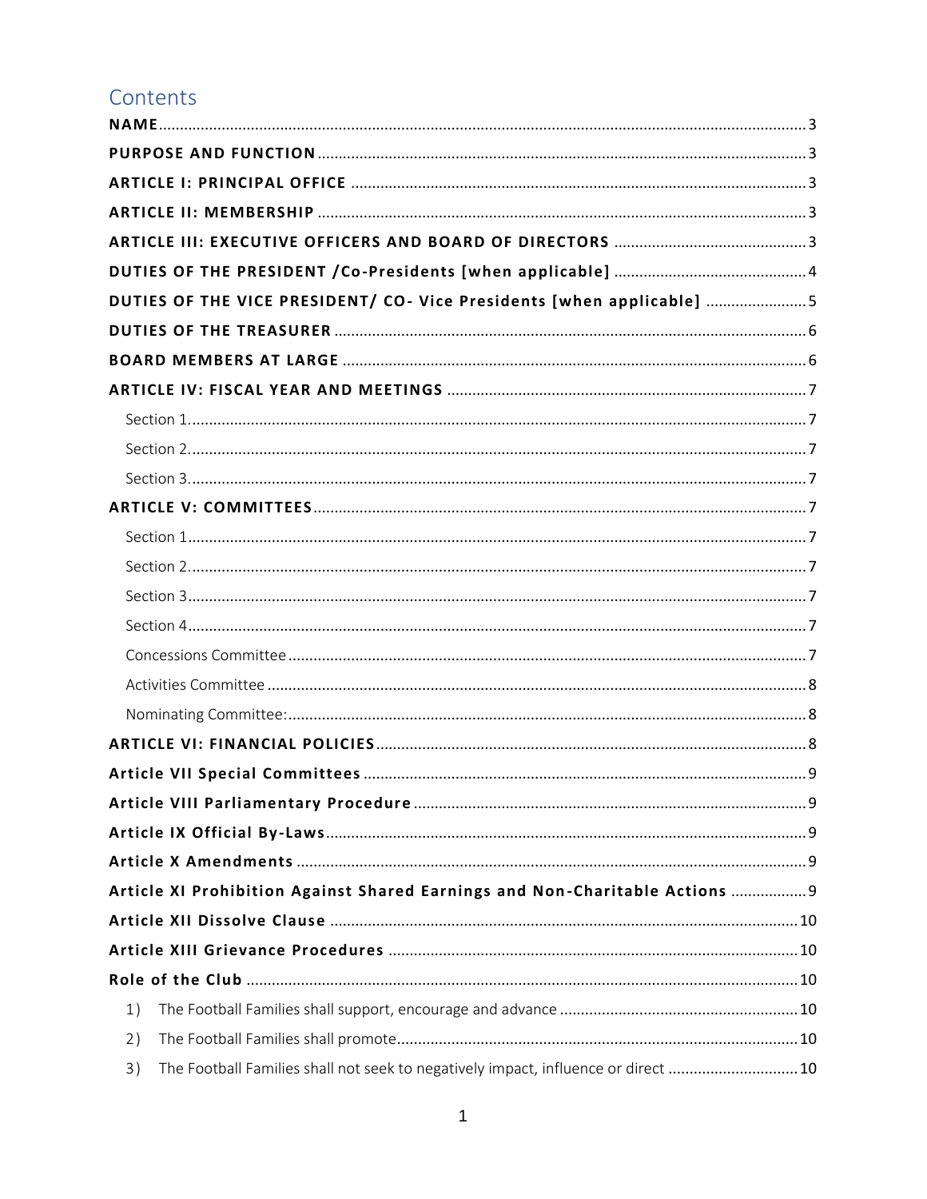# Contents

**NAME** ........ 3

**PURPOSE AND FUNCTION** ........ 3

**ARTICLE I: PRINCIPAL OFFICE** ........ 3

**ARTICLE II: MEMBERSHIP** ........ 3

**ARTICLE III: EXECUTIVE OFFICERS AND BOARD OF DIRECTORS** ........ 3

**DUTIES OF THE PRESIDENT /Co-Presidents [when applicable]** ........ 4

**DUTIES OF THE VICE PRESIDENT/ CO- Vice Presidents [when applicable]** ........ 5

**DUTIES OF THE TREASURER** ........ 6

**BOARD MEMBERS AT LARGE** ........ 6

**ARTICLE IV: FISCAL YEAR AND MEETINGS** ........ 7

- Section 1. ........ 7
- Section 2. ........ 7
- Section 3. ........ 7

**ARTICLE V: COMMITTEES** ........ 7

- Section 1 ........ 7
- Section 2. ........ 7
- Section 3 ........ 7
- Section 4 ........ 7
- Concessions Committee ........ 7
- Activities Committee ........ 8
- Nominating Committee: ........ 8

**ARTICLE VI: FINANCIAL POLICIES** ........ 8

**Article VII Special Committees** ........ 9

**Article VIII Parliamentary Procedure** ........ 9

**Article IX Official By-Laws** ........ 9

**Article X Amendments** ........ 9

**Article XI Prohibition Against Shared Earnings and Non-Charitable Actions** ........ 9

**Article XII Dissolve Clause** ........ 10

**Article XIII Grievance Procedures** ........ 10

**Role of the Club** ........ 10

1) The Football Families shall support, encourage and advance ........ 10
2) The Football Families shall promote ........ 10
3) The Football Families shall not seek to negatively impact, influence or direct ........ 10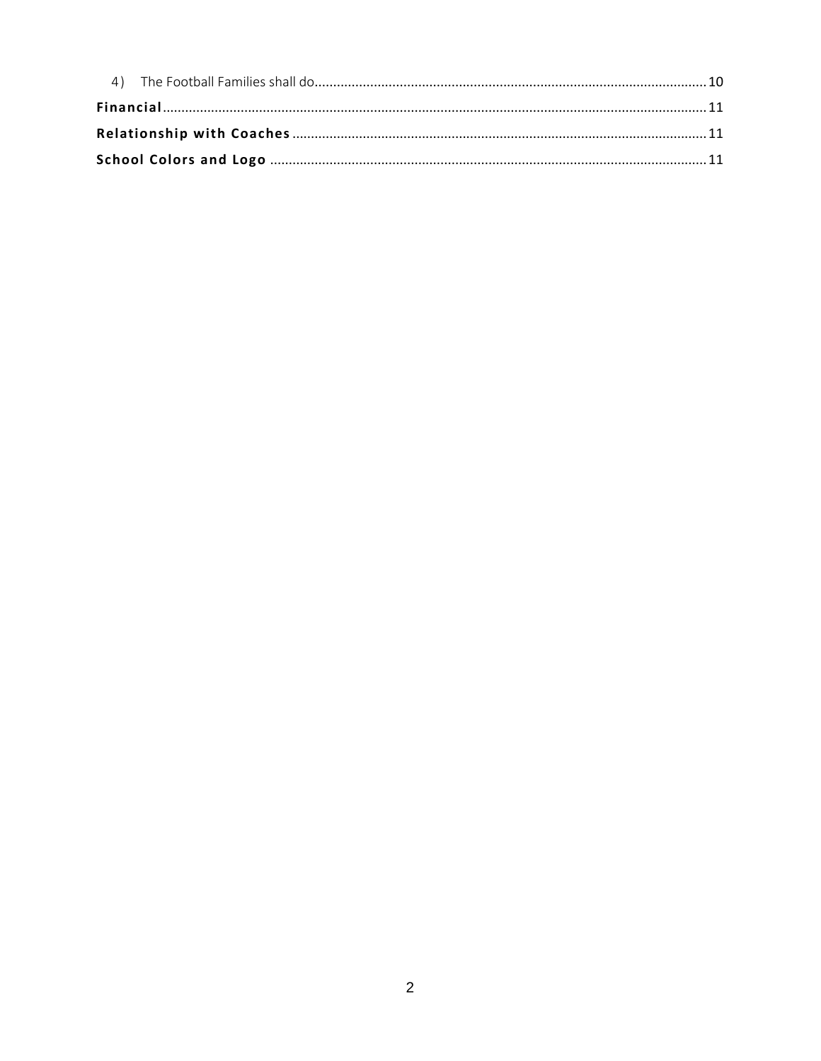4) The Football Families shall do........................................................................................................10

**Financial**........................................................................................................................................11

**Relationship with Coaches**..............................................................................................................11

**School Colors and Logo**....................................................................................................................11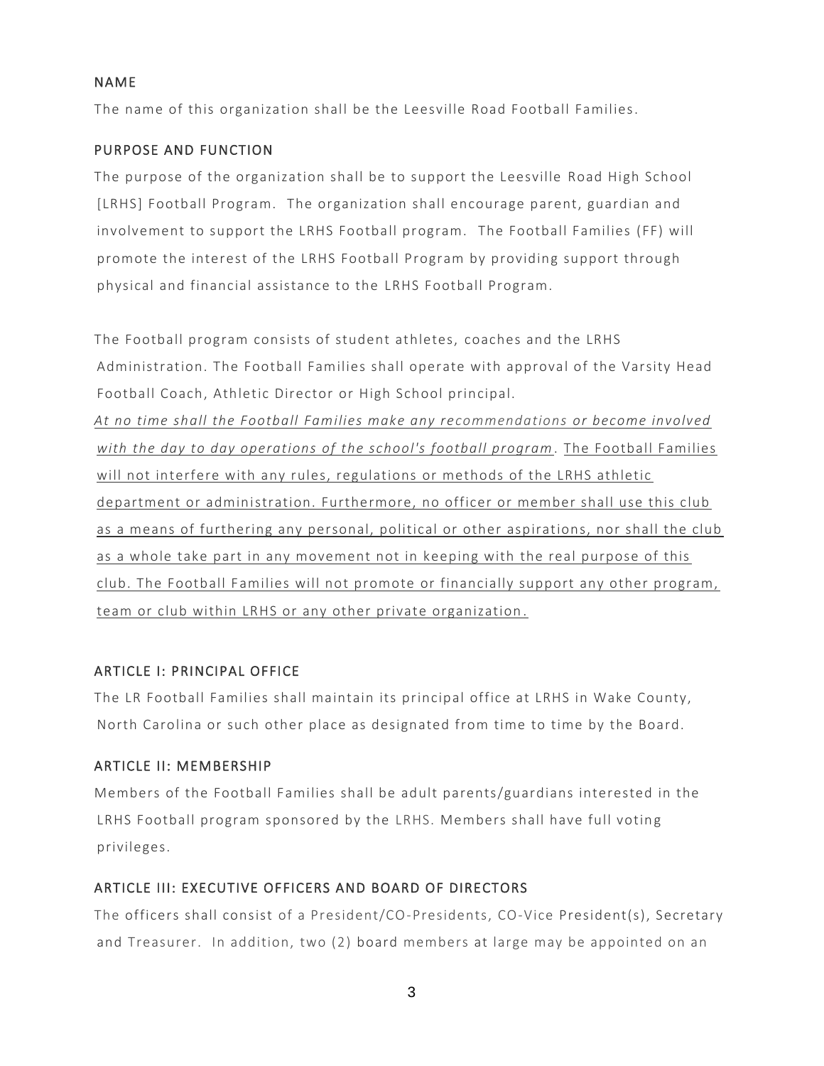## NAME

The name of this organization shall be the Leesville Road Football Families.

## PURPOSE AND FUNCTION

The purpose of the organization shall be to support the Leesville Road High School [LRHS] Football Program. The organization shall encourage parent, guardian and involvement to support the LRHS Football program. The Football Families (FF) will promote the interest of the LRHS Football Program by providing support through physical and financial assistance to the LRHS Football Program.

The Football program consists of student athletes, coaches and the LRHS Administration. The Football Families shall operate with approval of the Varsity Head Football Coach, Athletic Director or High School principal.

<u>*At no time shall the Football Families make any recommendations or become involved with the day to day operations of the school's football program*. The Football Families will not interfere with any rules, regulations or methods of the LRHS athletic department or administration. Furthermore, no officer or member shall use this club as a means of furthering any personal, political or other aspirations, nor shall the club as a whole take part in any movement not in keeping with the real purpose of this club. The Football Families will not promote or financially support any other program, team or club within LRHS or any other private organization.</u>

## ARTICLE I: PRINCIPAL OFFICE

The LR Football Families shall maintain its principal office at LRHS in Wake County, North Carolina or such other place as designated from time to time by the Board.

## ARTICLE II: MEMBERSHIP

Members of the Football Families shall be adult parents/guardians interested in the LRHS Football program sponsored by the LRHS. Members shall have full voting privileges.

## ARTICLE III: EXECUTIVE OFFICERS AND BOARD OF DIRECTORS

The officers shall consist of a President/CO-Presidents, CO-Vice President(s), Secretary and Treasurer. In addition, two (2) board members at large may be appointed on an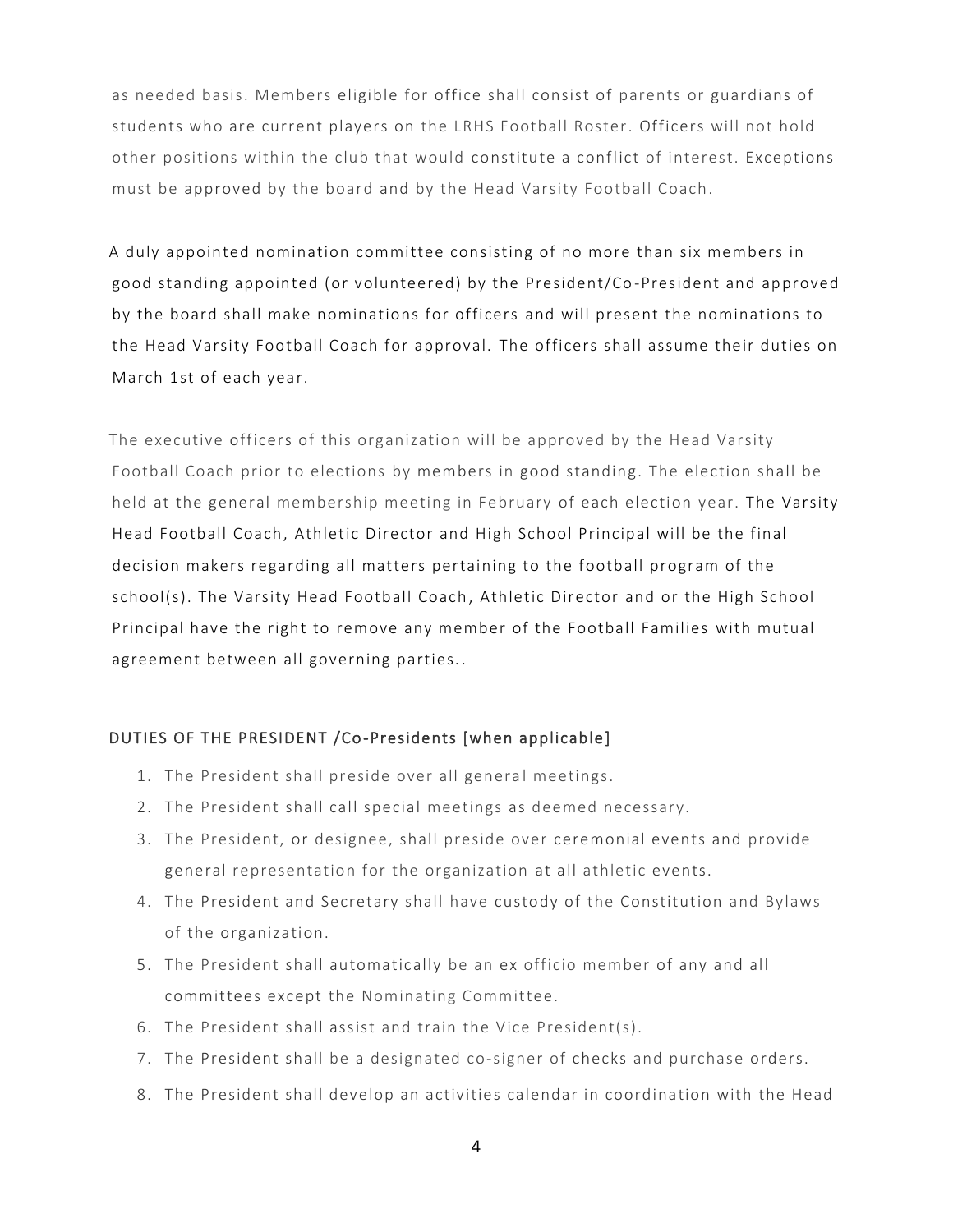as needed basis. Members eligible for office shall consist of parents or guardians of students who are current players on the LRHS Football Roster. Officers will not hold other positions within the club that would constitute a conflict of interest. Exceptions must be approved by the board and by the Head Varsity Football Coach.

A duly appointed nomination committee consisting of no more than six members in good standing appointed (or volunteered) by the President/Co-President and approved by the board shall make nominations for officers and will present the nominations to the Head Varsity Football Coach for approval. The officers shall assume their duties on March 1st of each year.

The executive officers of this organization will be approved by the Head Varsity Football Coach prior to elections by members in good standing. The election shall be held at the general membership meeting in February of each election year. The Varsity Head Football Coach, Athletic Director and High School Principal will be the final decision makers regarding all matters pertaining to the football program of the school(s). The Varsity Head Football Coach, Athletic Director and or the High School Principal have the right to remove any member of the Football Families with mutual agreement between all governing parties..

### DUTIES OF THE PRESIDENT /Co-Presidents [when applicable]

1. The President shall preside over all general meetings.
2. The President shall call special meetings as deemed necessary.
3. The President, or designee, shall preside over ceremonial events and provide general representation for the organization at all athletic events.
4. The President and Secretary shall have custody of the Constitution and Bylaws of the organization.
5. The President shall automatically be an ex officio member of any and all committees except the Nominating Committee.
6. The President shall assist and train the Vice President(s).
7. The President shall be a designated co-signer of checks and purchase orders.
8. The President shall develop an activities calendar in coordination with the Head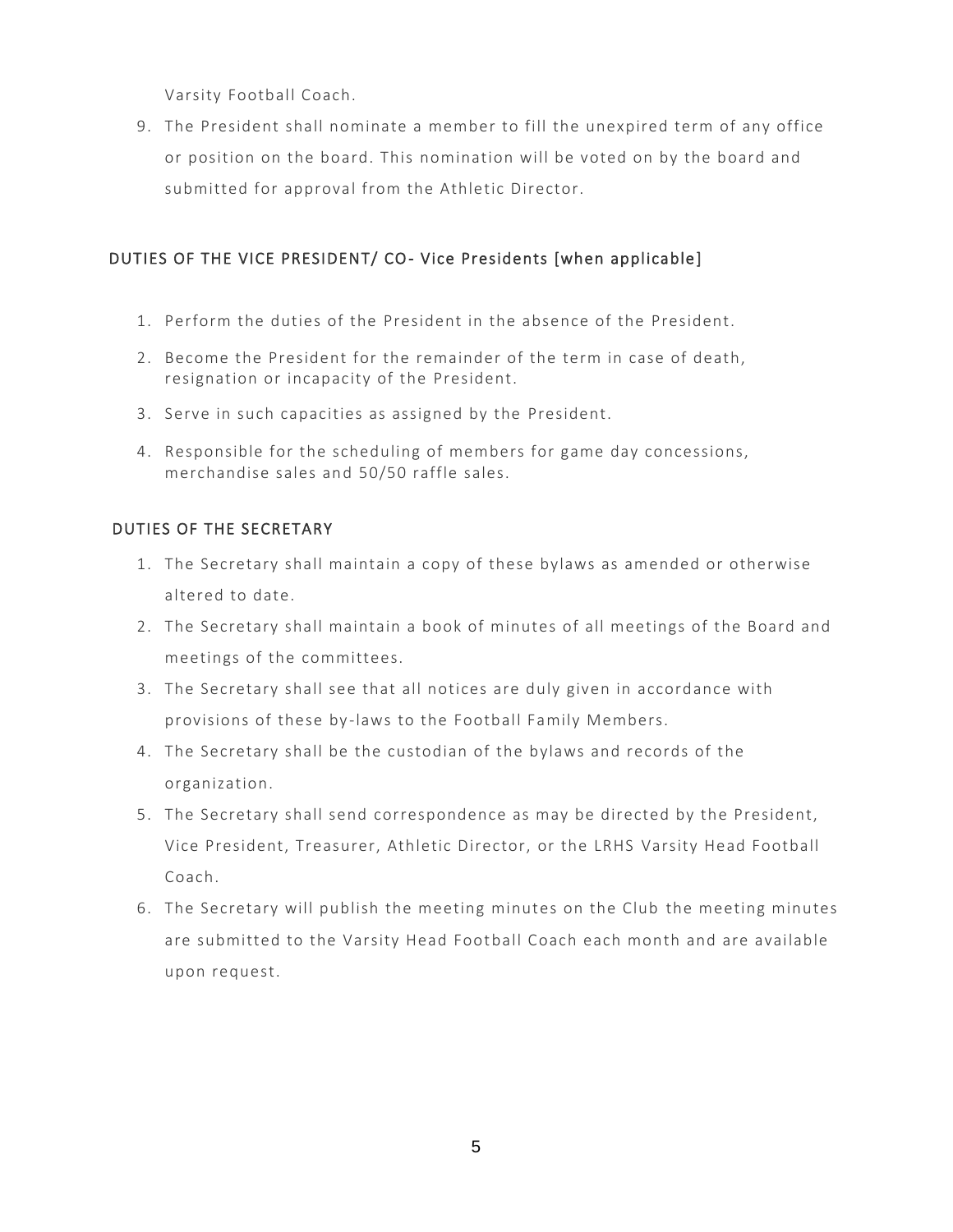Varsity Football Coach.

9. The President shall nominate a member to fill the unexpired term of any office or position on the board. This nomination will be voted on by the board and submitted for approval from the Athletic Director.

## DUTIES OF THE VICE PRESIDENT/ CO- Vice Presidents [when applicable]

1. Perform the duties of the President in the absence of the President.
2. Become the President for the remainder of the term in case of death, resignation or incapacity of the President.
3. Serve in such capacities as assigned by the President.
4. Responsible for the scheduling of members for game day concessions, merchandise sales and 50/50 raffle sales.

## DUTIES OF THE SECRETARY

1. The Secretary shall maintain a copy of these bylaws as amended or otherwise altered to date.
2. The Secretary shall maintain a book of minutes of all meetings of the Board and meetings of the committees.
3. The Secretary shall see that all notices are duly given in accordance with provisions of these by-laws to the Football Family Members.
4. The Secretary shall be the custodian of the bylaws and records of the organization.
5. The Secretary shall send correspondence as may be directed by the President, Vice President, Treasurer, Athletic Director, or the LRHS Varsity Head Football Coach.
6. The Secretary will publish the meeting minutes on the Club the meeting minutes are submitted to the Varsity Head Football Coach each month and are available upon request.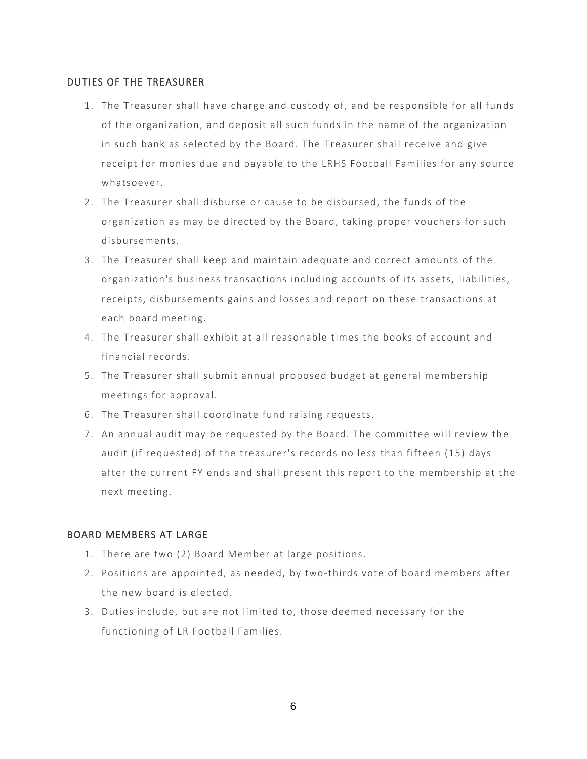## DUTIES OF THE TREASURER

1. The Treasurer shall have charge and custody of, and be responsible for all funds of the organization, and deposit all such funds in the name of the organization in such bank as selected by the Board. The Treasurer shall receive and give receipt for monies due and payable to the LRHS Football Families for any source whatsoever.
2. The Treasurer shall disburse or cause to be disbursed, the funds of the organization as may be directed by the Board, taking proper vouchers for such disbursements.
3. The Treasurer shall keep and maintain adequate and correct amounts of the organization's business transactions including accounts of its assets, liabilities, receipts, disbursements gains and losses and report on these transactions at each board meeting.
4. The Treasurer shall exhibit at all reasonable times the books of account and financial records.
5. The Treasurer shall submit annual proposed budget at general membership meetings for approval.
6. The Treasurer shall coordinate fund raising requests.
7. An annual audit may be requested by the Board. The committee will review the audit (if requested) of the treasurer's records no less than fifteen (15) days after the current FY ends and shall present this report to the membership at the next meeting.

## BOARD MEMBERS AT LARGE

1. There are two (2) Board Member at large positions.
2. Positions are appointed, as needed, by two-thirds vote of board members after the new board is elected.
3. Duties include, but are not limited to, those deemed necessary for the functioning of LR Football Families.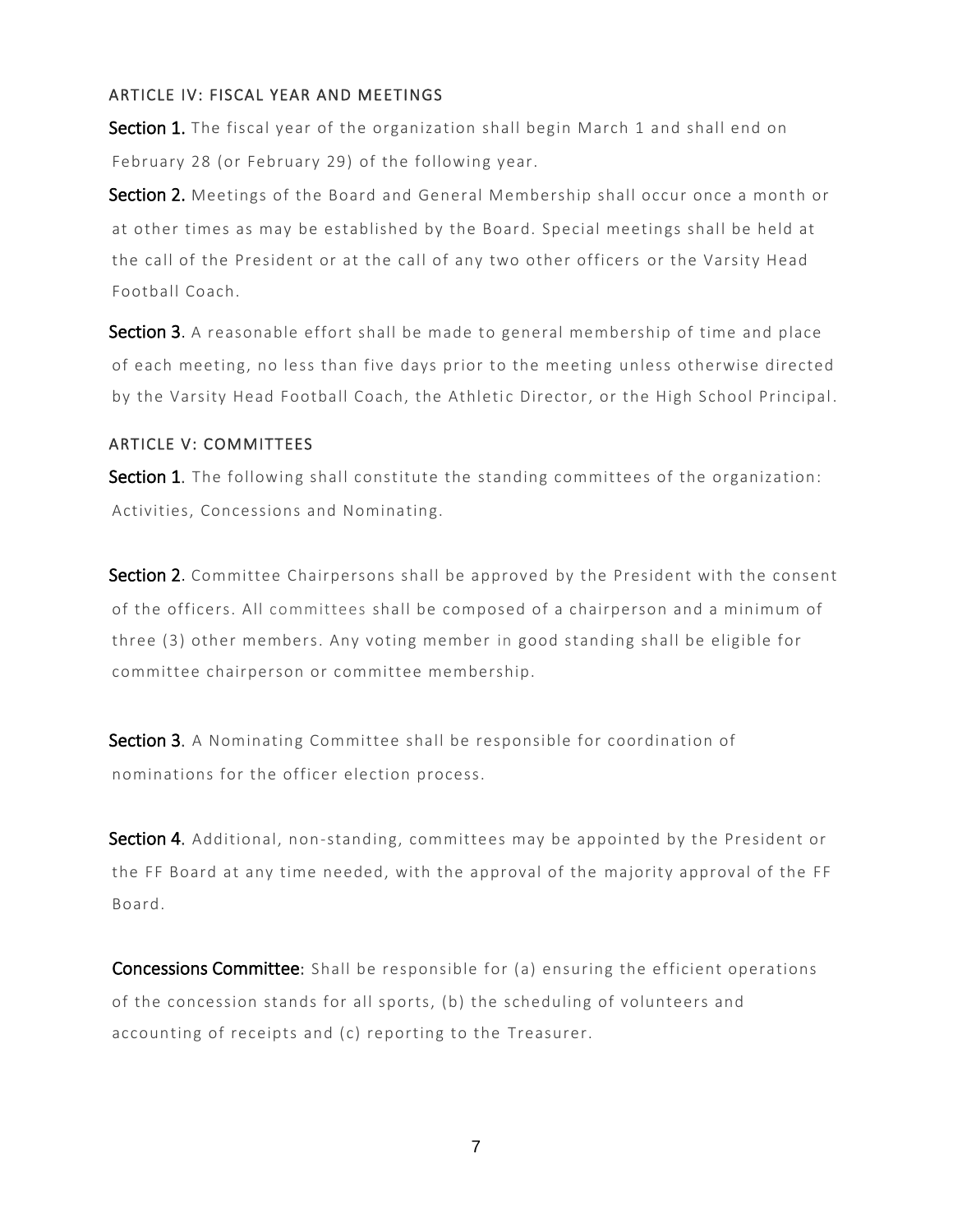### ARTICLE IV: FISCAL YEAR AND MEETINGS

**Section 1.** The fiscal year of the organization shall begin March 1 and shall end on February 28 (or February 29) of the following year.

**Section 2.** Meetings of the Board and General Membership shall occur once a month or at other times as may be established by the Board. Special meetings shall be held at the call of the President or at the call of any two other officers or the Varsity Head Football Coach.

**Section 3**. A reasonable effort shall be made to general membership of time and place of each meeting, no less than five days prior to the meeting unless otherwise directed by the Varsity Head Football Coach, the Athletic Director, or the High School Principal.

### ARTICLE V: COMMITTEES

**Section 1**. The following shall constitute the standing committees of the organization: Activities, Concessions and Nominating.

**Section 2**. Committee Chairpersons shall be approved by the President with the consent of the officers. All committees shall be composed of a chairperson and a minimum of three (3) other members. Any voting member in good standing shall be eligible for committee chairperson or committee membership.

**Section 3**. A Nominating Committee shall be responsible for coordination of nominations for the officer election process.

**Section 4.** Additional, non-standing, committees may be appointed by the President or the FF Board at any time needed, with the approval of the majority approval of the FF Board.

**Concessions Committee**: Shall be responsible for (a) ensuring the efficient operations of the concession stands for all sports, (b) the scheduling of volunteers and accounting of receipts and (c) reporting to the Treasurer.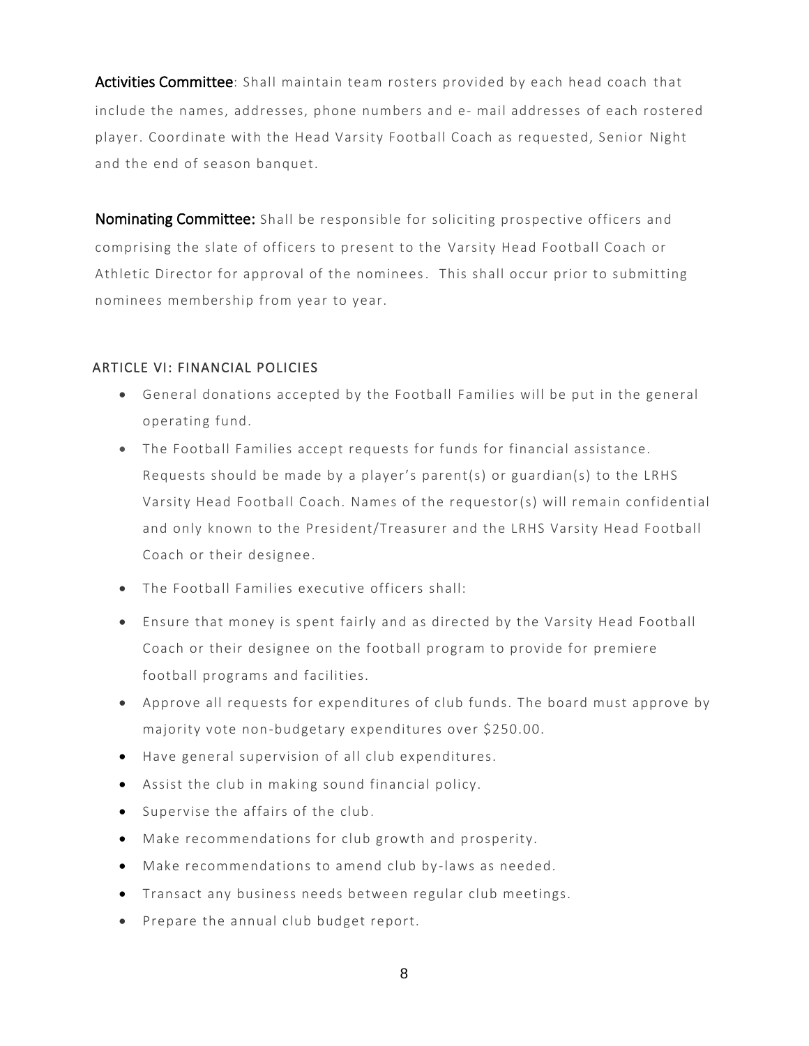**Activities Committee**: Shall maintain team rosters provided by each head coach that include the names, addresses, phone numbers and e- mail addresses of each rostered player. Coordinate with the Head Varsity Football Coach as requested, Senior Night and the end of season banquet.

**Nominating Committee:** Shall be responsible for soliciting prospective officers and comprising the slate of officers to present to the Varsity Head Football Coach or Athletic Director for approval of the nominees. This shall occur prior to submitting nominees membership from year to year.

## ARTICLE VI: FINANCIAL POLICIES

- General donations accepted by the Football Families will be put in the general operating fund.
- The Football Families accept requests for funds for financial assistance. Requests should be made by a player's parent(s) or guardian(s) to the LRHS Varsity Head Football Coach. Names of the requestor(s) will remain confidential and only known to the President/Treasurer and the LRHS Varsity Head Football Coach or their designee.
- The Football Families executive officers shall:
- Ensure that money is spent fairly and as directed by the Varsity Head Football Coach or their designee on the football program to provide for premiere football programs and facilities.
- Approve all requests for expenditures of club funds. The board must approve by majority vote non-budgetary expenditures over $250.00.
- Have general supervision of all club expenditures.
- Assist the club in making sound financial policy.
- Supervise the affairs of the club.
- Make recommendations for club growth and prosperity.
- Make recommendations to amend club by-laws as needed.
- Transact any business needs between regular club meetings.
- Prepare the annual club budget report.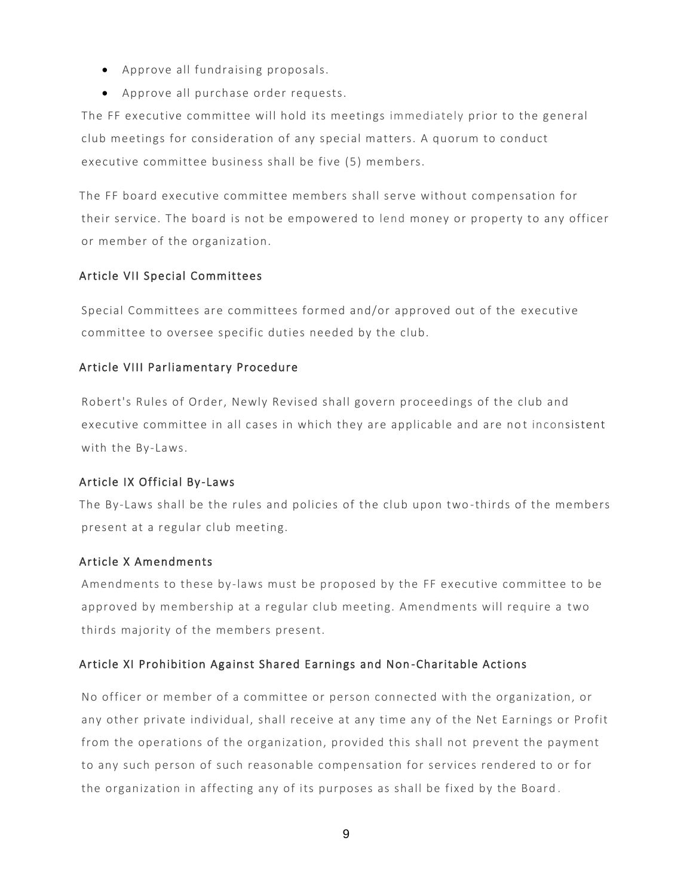- Approve all fundraising proposals.
- Approve all purchase order requests.

The FF executive committee will hold its meetings immediately prior to the general club meetings for consideration of any special matters. A quorum to conduct executive committee business shall be five (5) members.

The FF board executive committee members shall serve without compensation for their service. The board is not be empowered to lend money or property to any officer or member of the organization.

### Article VII Special Committees

Special Committees are committees formed and/or approved out of the executive committee to oversee specific duties needed by the club.

### Article VIII Parliamentary Procedure

Robert's Rules of Order, Newly Revised shall govern proceedings of the club and executive committee in all cases in which they are applicable and are not inconsistent with the By-Laws.

### Article IX Official By-Laws

The By-Laws shall be the rules and policies of the club upon two-thirds of the members present at a regular club meeting.

### Article X Amendments

Amendments to these by-laws must be proposed by the FF executive committee to be approved by membership at a regular club meeting. Amendments will require a two thirds majority of the members present.

### Article XI Prohibition Against Shared Earnings and Non-Charitable Actions

No officer or member of a committee or person connected with the organization, or any other private individual, shall receive at any time any of the Net Earnings or Profit from the operations of the organization, provided this shall not prevent the payment to any such person of such reasonable compensation for services rendered to or for the organization in affecting any of its purposes as shall be fixed by the Board.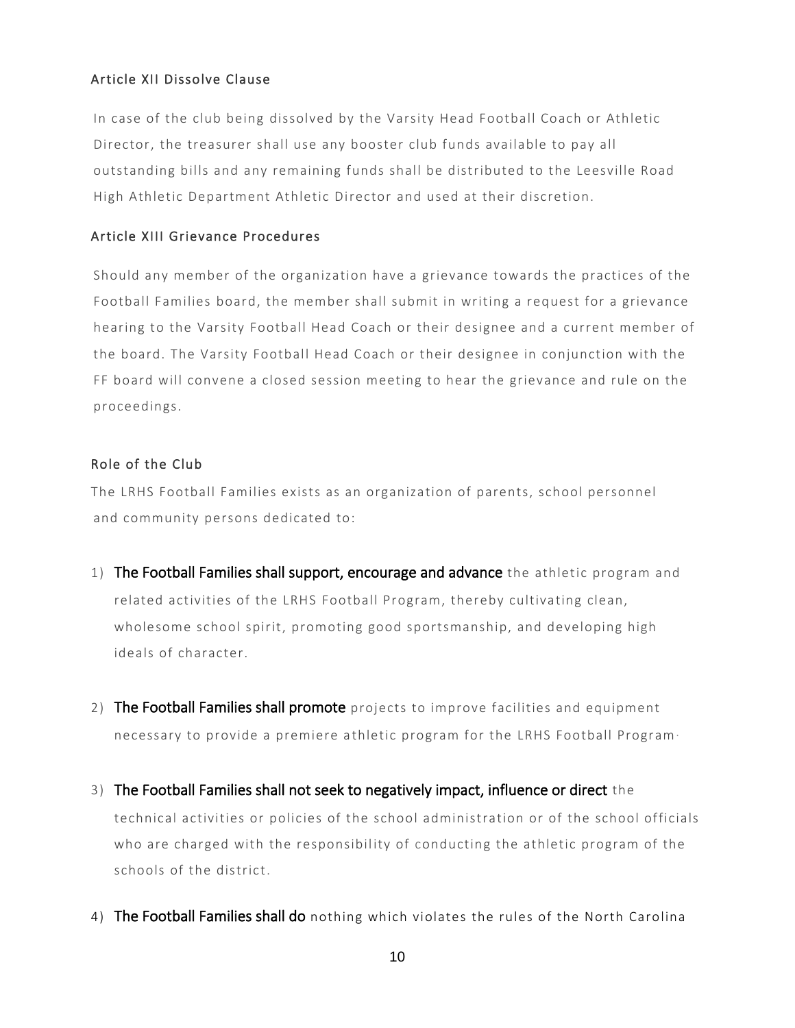## Article XII Dissolve Clause

In case of the club being dissolved by the Varsity Head Football Coach or Athletic Director, the treasurer shall use any booster club funds available to pay all outstanding bills and any remaining funds shall be distributed to the Leesville Road High Athletic Department Athletic Director and used at their discretion.

## Article XIII Grievance Procedures

Should any member of the organization have a grievance towards the practices of the Football Families board, the member shall submit in writing a request for a grievance hearing to the Varsity Football Head Coach or their designee and a current member of the board. The Varsity Football Head Coach or their designee in conjunction with the FF board will convene a closed session meeting to hear the grievance and rule on the proceedings.

## Role of the Club

The LRHS Football Families exists as an organization of parents, school personnel and community persons dedicated to:

1) **The Football Families shall support, encourage and advance** the athletic program and related activities of the LRHS Football Program, thereby cultivating clean, wholesome school spirit, promoting good sportsmanship, and developing high ideals of character.

2) **The Football Families shall promote** projects to improve facilities and equipment necessary to provide a premiere athletic program for the LRHS Football Program.

3) **The Football Families shall not seek to negatively impact, influence or direct** the technical activities or policies of the school administration or of the school officials who are charged with the responsibility of conducting the athletic program of the schools of the district.

4) **The Football Families shall do** nothing which violates the rules of the North Carolina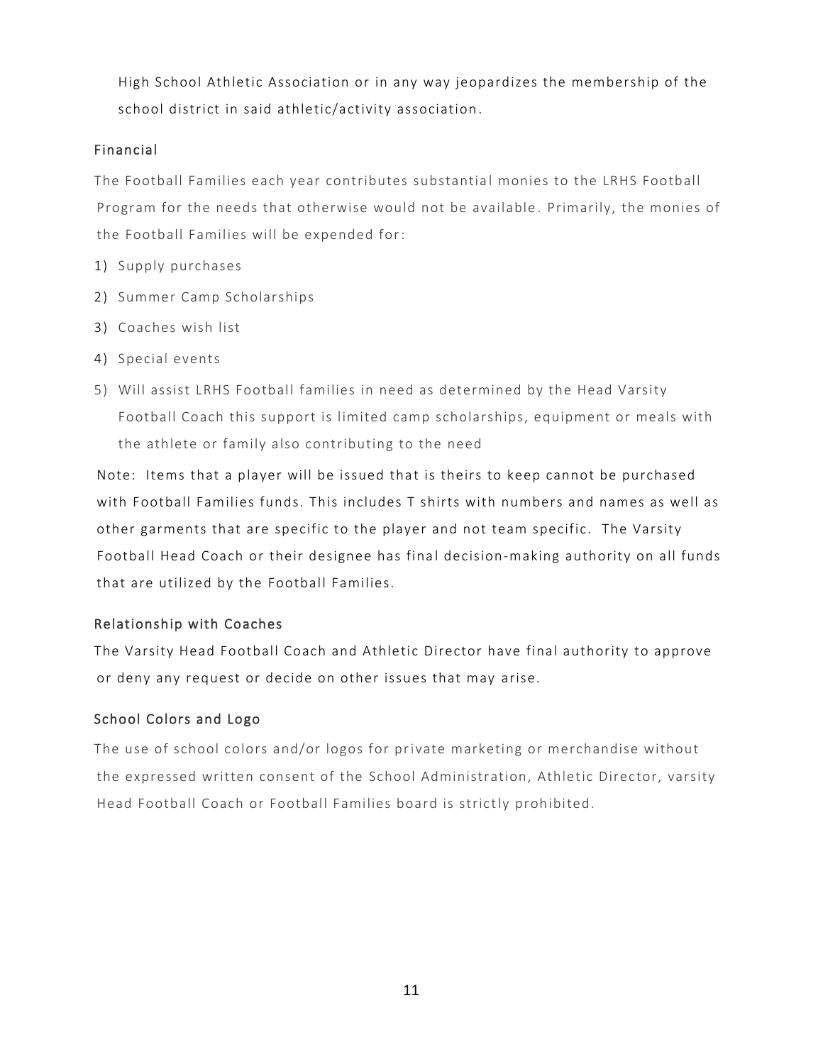High School Athletic Association or in any way jeopardizes the membership of the school district in said athletic/activity association.

### Financial

The Football Families each year contributes substantial monies to the LRHS Football Program for the needs that otherwise would not be available. Primarily, the monies of the Football Families will be expended for:

1) Supply purchases
2) Summer Camp Scholarships
3) Coaches wish list
4) Special events
5) Will assist LRHS Football families in need as determined by the Head Varsity Football Coach this support is limited camp scholarships, equipment or meals with the athlete or family also contributing to the need

Note: Items that a player will be issued that is theirs to keep cannot be purchased with Football Families funds. This includes T shirts with numbers and names as well as other garments that are specific to the player and not team specific. The Varsity Football Head Coach or their designee has final decision-making authority on all funds that are utilized by the Football Families.

### Relationship with Coaches

The Varsity Head Football Coach and Athletic Director have final authority to approve or deny any request or decide on other issues that may arise.

### School Colors and Logo

The use of school colors and/or logos for private marketing or merchandise without the expressed written consent of the School Administration, Athletic Director, varsity Head Football Coach or Football Families board is strictly prohibited.